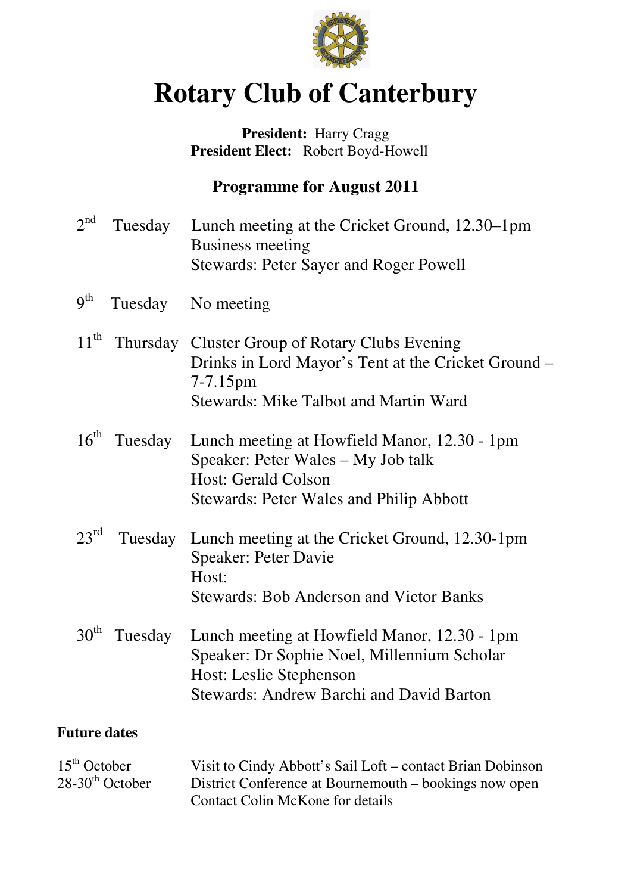# Rotary Club of Canterbury

**President:** Harry Cragg
**President Elect:** Robert Boyd-Howell

## Programme for August 2011

| | | |
|---|---|---|
| 2nd | Tuesday | Lunch meeting at the Cricket Ground, 12.30–1pm<br>Business meeting<br>Stewards: Peter Sayer and Roger Powell |
| 9th | Tuesday | No meeting |
| 11th | Thursday | Cluster Group of Rotary Clubs Evening<br>Drinks in Lord Mayor's Tent at the Cricket Ground – 7-7.15pm<br>Stewards: Mike Talbot and Martin Ward |
| 16th | Tuesday | Lunch meeting at Howfield Manor, 12.30 - 1pm<br>Speaker: Peter Wales – My Job talk<br>Host: Gerald Colson<br>Stewards: Peter Wales and Philip Abbott |
| 23rd | Tuesday | Lunch meeting at the Cricket Ground, 12.30-1pm<br>Speaker: Peter Davie<br>Host:<br>Stewards: Bob Anderson and Victor Banks |
| 30th | Tuesday | Lunch meeting at Howfield Manor, 12.30 - 1pm<br>Speaker: Dr Sophie Noel, Millennium Scholar<br>Host: Leslie Stephenson<br>Stewards: Andrew Barchi and David Barton |

**Future dates**

| | |
|---|---|
| 15th October | Visit to Cindy Abbott's Sail Loft – contact Brian Dobinson |
| 28-30th October | District Conference at Bournemouth – bookings now open<br>Contact Colin McKone for details |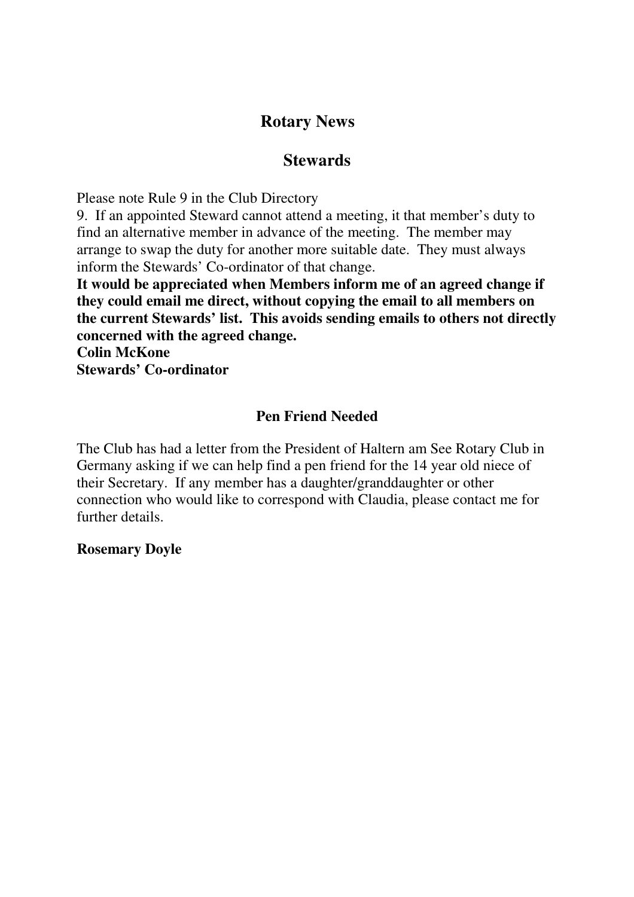# Rotary News

## Stewards

Please note Rule 9 in the Club Directory

9. If an appointed Steward cannot attend a meeting, it that member's duty to find an alternative member in advance of the meeting. The member may arrange to swap the duty for another more suitable date. They must always inform the Stewards' Co-ordinator of that change.

**It would be appreciated when Members inform me of an agreed change if they could email me direct, without copying the email to all members on the current Stewards' list. This avoids sending emails to others not directly concerned with the agreed change.**

**Colin McKone**
**Stewards' Co-ordinator**

### Pen Friend Needed

The Club has had a letter from the President of Haltern am See Rotary Club in Germany asking if we can help find a pen friend for the 14 year old niece of their Secretary. If any member has a daughter/granddaughter or other connection who would like to correspond with Claudia, please contact me for further details.

**Rosemary Doyle**